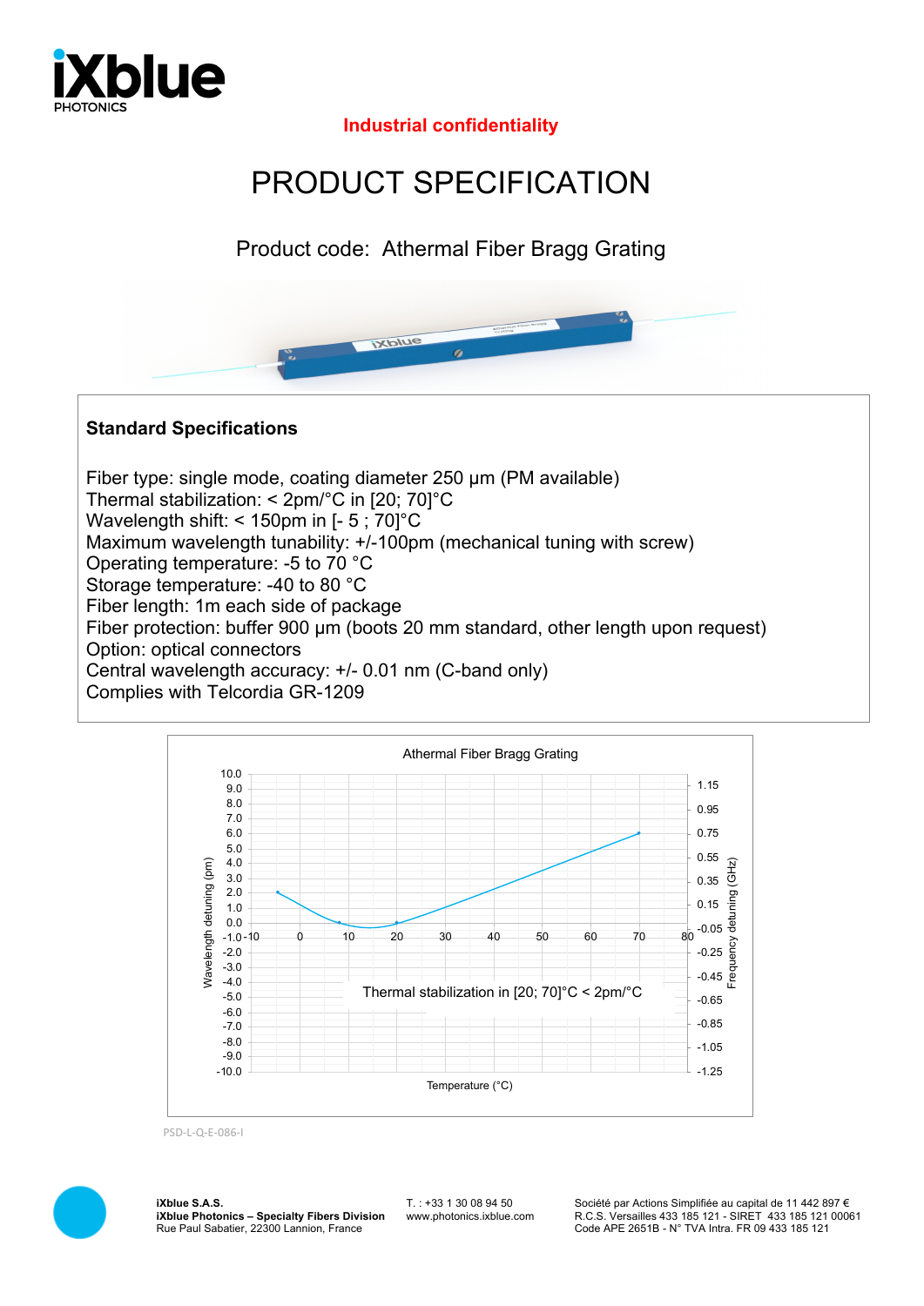**Industrial confidentiality**

# PRODUCT SPECIFICATION

Product code: Athermal Fiber Bragg Grating

## Standard Specifications

Fiber type: single mode, coating diameter 250 µm (PM available)
Thermal stabilization: < 2pm/°C in [20; 70]°C
Wavelength shift: < 150pm in [- 5 ; 70]°C
Maximum wavelength tunability: +/-100pm (mechanical tuning with screw)
Operating temperature: -5 to 70 °C
Storage temperature: -40 to 80 °C
Fiber length: 1m each side of package
Fiber protection: buffer 900 µm (boots 20 mm standard, other length upon request)
Option: optical connectors
Central wavelength accuracy: +/- 0.01 nm (C-band only)
Complies with Telcordia GR-1209

Athermal Fiber Bragg Grating

Thermal stabilization in [20; 70]°C < 2pm/°C

Wavelength detuning (pm) / Frequency detuning (GHz) vs. Temperature (°C)

PSD-L-Q-E-086-I

**iXblue S.A.S.**
**iXblue Photonics – Specialty Fibers Division**
Rue Paul Sabatier, 22300 Lannion, France

T. : +33 1 30 08 94 50
www.photonics.ixblue.com

Société par Actions Simplifiée au capital de 11 442 897 €
R.C.S. Versailles 433 185 121 - SIRET 433 185 121 00061
Code APE 2651B - N° TVA Intra. FR 09 433 185 121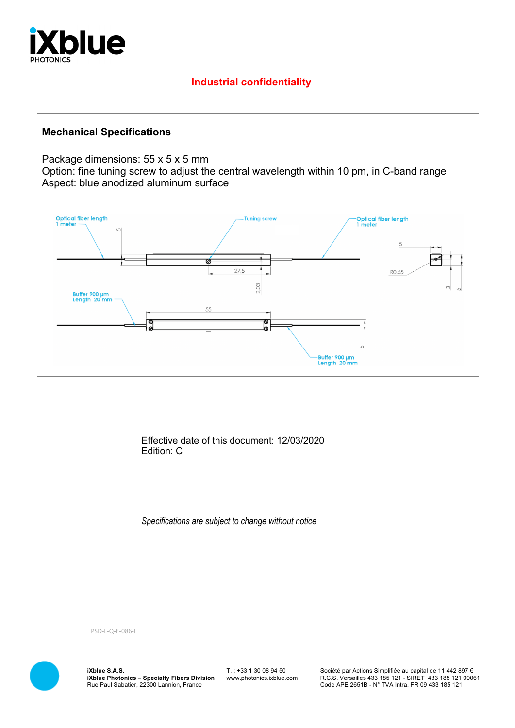**Industrial confidentiality**

## Mechanical Specifications

Package dimensions: 55 x 5 x 5 mm
Option: fine tuning screw to adjust the central wavelength within 10 pm, in C-band range
Aspect: blue anodized aluminum surface

Optical fiber length
1 meter

Tuning screw

Optical fiber length
1 meter

5

27,5

2,03

5

R0,55

3

5

Buffer 900 µm
Length 20 mm

55

5

Buffer 900 µm
Length 20 mm

Effective date of this document: 12/03/2020
Edition: C

*Specifications are subject to change without notice*

PSD-L-Q-E-086-I

**iXblue S.A.S.**
**iXblue Photonics – Specialty Fibers Division**
Rue Paul Sabatier, 22300 Lannion, France

T. : +33 1 30 08 94 50
www.photonics.ixblue.com

Société par Actions Simplifiée au capital de 11 442 897 €
R.C.S. Versailles 433 185 121 - SIRET 433 185 121 00061
Code APE 2651B - N° TVA Intra. FR 09 433 185 121